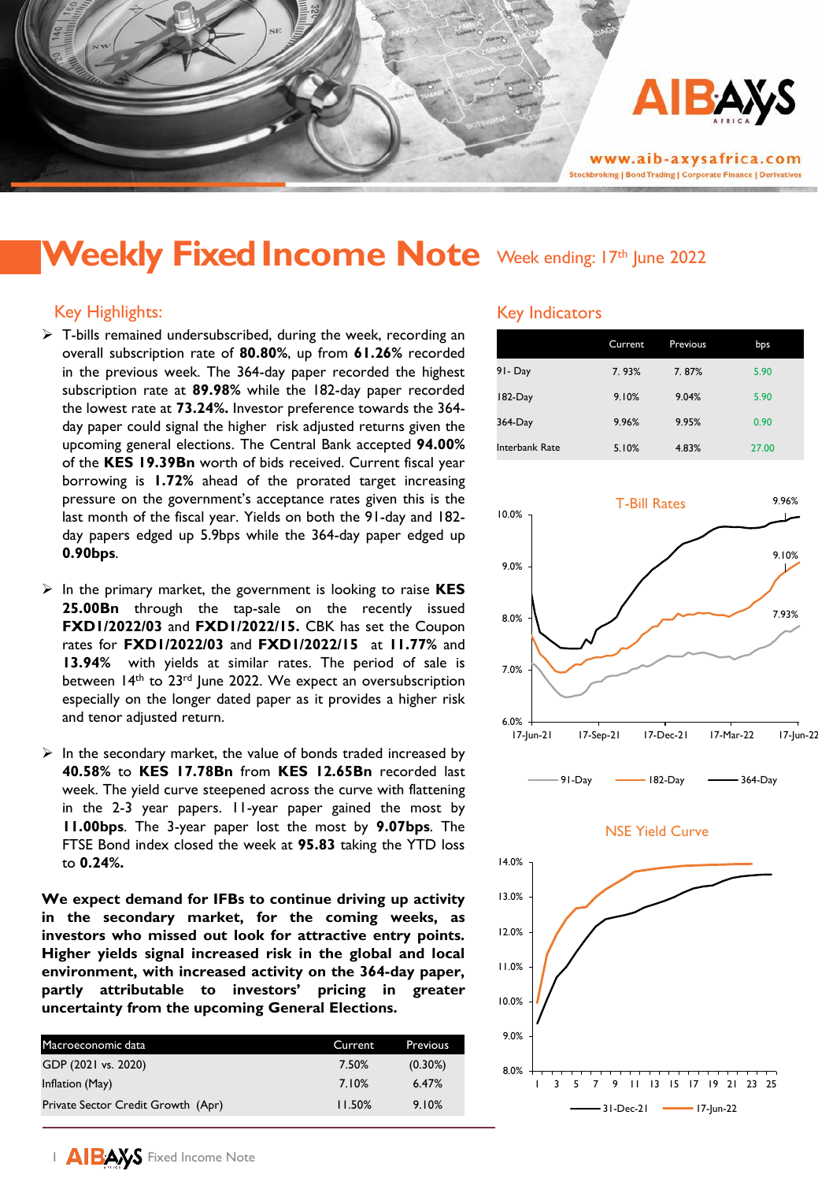# Weekly Fixed Income Note

Week ending: 17th June 2022

## Key Highlights:

- T-bills remained undersubscribed, during the week, recording an overall subscription rate of **80.80%**, up from **61.26%** recorded in the previous week. The 364-day paper recorded the highest subscription rate at **89.98%** while the 182-day paper recorded the lowest rate at **73.24%.** Investor preference towards the 364-day paper could signal the higher risk adjusted returns given the upcoming general elections. The Central Bank accepted **94.00%** of the **KES 19.39Bn** worth of bids received. Current fiscal year borrowing is **1.72%** ahead of the prorated target increasing pressure on the government's acceptance rates given this is the last month of the fiscal year. Yields on both the 91-day and 182-day papers edged up 5.9bps while the 364-day paper edged up **0.90bps**.

- In the primary market, the government is looking to raise **KES 25.00Bn** through the tap-sale on the recently issued **FXD1/2022/03** and **FXD1/2022/15.** CBK has set the Coupon rates for **FXD1/2022/03** and **FXD1/2022/15** at **11.77%** and **13.94%** with yields at similar rates. The period of sale is between 14th to 23rd June 2022. We expect an oversubscription especially on the longer dated paper as it provides a higher risk and tenor adjusted return.

- In the secondary market, the value of bonds traded increased by **40.58%** to **KES 17.78Bn** from **KES 12.65Bn** recorded last week. The yield curve steepened across the curve with flattening in the 2-3 year papers. 11-year paper gained the most by **11.00bps**. The 3-year paper lost the most by **9.07bps**. The FTSE Bond index closed the week at **95.83** taking the YTD loss to **0.24%.**

**We expect demand for IFBs to continue driving up activity in the secondary market, for the coming weeks, as investors who missed out look for attractive entry points. Higher yields signal increased risk in the global and local environment, with increased activity on the 364-day paper, partly attributable to investors' pricing in greater uncertainty from the upcoming General Elections.**

| Macroeconomic data | Current | Previous |
|---|---|---|
| GDP (2021 vs. 2020) | 7.50% | (0.30%) |
| Inflation (May) | 7.10% | 6.47% |
| Private Sector Credit Growth (Apr) | 11.50% | 9.10% |

## Key Indicators

| | Current | Previous | bps |
|---|---|---|---|
| 91- Day | 7. 93% | 7. 87% | 5.90 |
| 182-Day | 9.10% | 9.04% | 5.90 |
| 364-Day | 9.96% | 9.95% | 0.90 |
| Interbank Rate | 5.10% | 4.83% | 27.00 |

T-Bill Rates

NSE Yield Curve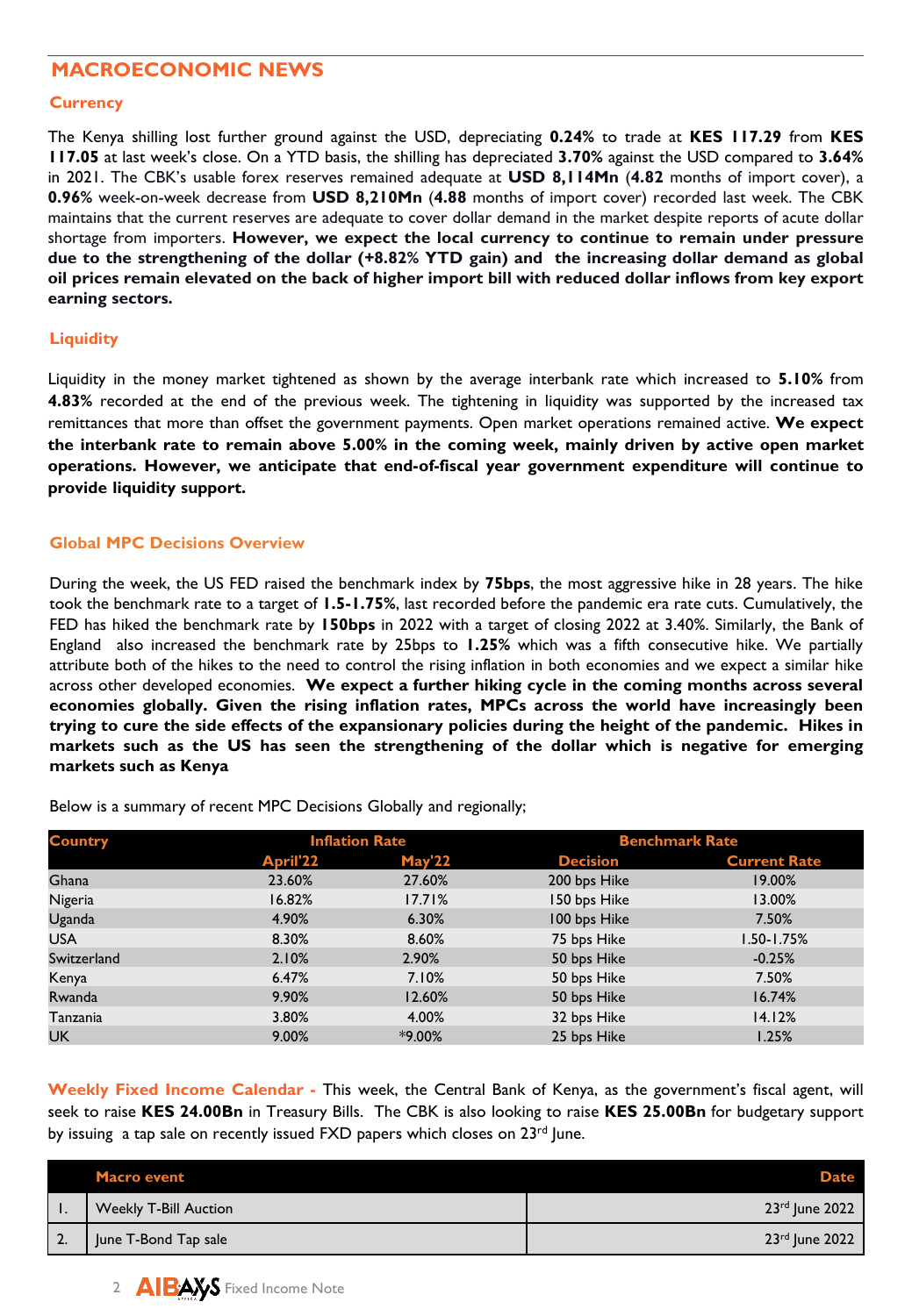## MACROECONOMIC NEWS

### Currency

The Kenya shilling lost further ground against the USD, depreciating **0.24%** to trade at **KES 117.29** from **KES 117.05** at last week's close. On a YTD basis, the shilling has depreciated **3.70%** against the USD compared to **3.64%** in 2021. The CBK's usable forex reserves remained adequate at **USD 8,114Mn** (**4.82** months of import cover), a **0.96%** week-on-week decrease from **USD 8,210Mn** (**4.88** months of import cover) recorded last week. The CBK maintains that the current reserves are adequate to cover dollar demand in the market despite reports of acute dollar shortage from importers. **However, we expect the local currency to continue to remain under pressure due to the strengthening of the dollar (+8.82% YTD gain) and the increasing dollar demand as global oil prices remain elevated on the back of higher import bill with reduced dollar inflows from key export earning sectors.**

### Liquidity

Liquidity in the money market tightened as shown by the average interbank rate which increased to **5.10%** from **4.83%** recorded at the end of the previous week. The tightening in liquidity was supported by the increased tax remittances that more than offset the government payments. Open market operations remained active. **We expect the interbank rate to remain above 5.00% in the coming week, mainly driven by active open market operations. However, we anticipate that end-of-fiscal year government expenditure will continue to provide liquidity support.**

### Global MPC Decisions Overview

During the week, the US FED raised the benchmark index by **75bps**, the most aggressive hike in 28 years. The hike took the benchmark rate to a target of **1.5-1.75%**, last recorded before the pandemic era rate cuts. Cumulatively, the FED has hiked the benchmark rate by **150bps** in 2022 with a target of closing 2022 at 3.40%. Similarly, the Bank of England also increased the benchmark rate by 25bps to **1.25%** which was a fifth consecutive hike. We partially attribute both of the hikes to the need to control the rising inflation in both economies and we expect a similar hike across other developed economies. **We expect a further hiking cycle in the coming months across several economies globally. Given the rising inflation rates, MPCs across the world have increasingly been trying to cure the side effects of the expansionary policies during the height of the pandemic. Hikes in markets such as the US has seen the strengthening of the dollar which is negative for emerging markets such as Kenya**

Below is a summary of recent MPC Decisions Globally and regionally;

| Country | Inflation Rate | | Benchmark Rate | |
|---|---|---|---|---|
| | April'22 | May'22 | Decision | Current Rate |
| Ghana | 23.60% | 27.60% | 200 bps Hike | 19.00% |
| Nigeria | 16.82% | 17.71% | 150 bps Hike | 13.00% |
| Uganda | 4.90% | 6.30% | 100 bps Hike | 7.50% |
| USA | 8.30% | 8.60% | 75 bps Hike | 1.50-1.75% |
| Switzerland | 2.10% | 2.90% | 50 bps Hike | -0.25% |
| Kenya | 6.47% | 7.10% | 50 bps Hike | 7.50% |
| Rwanda | 9.90% | 12.60% | 50 bps Hike | 16.74% |
| Tanzania | 3.80% | 4.00% | 32 bps Hike | 14.12% |
| UK | 9.00% | *9.00% | 25 bps Hike | 1.25% |

**Weekly Fixed Income Calendar -** This week, the Central Bank of Kenya, as the government's fiscal agent, will seek to raise **KES 24.00Bn** in Treasury Bills. The CBK is also looking to raise **KES 25.00Bn** for budgetary support by issuing a tap sale on recently issued FXD papers which closes on 23rd June.

| | Macro event | Date |
|---|---|---|
| 1. | Weekly T-Bill Auction | 23rd June 2022 |
| 2. | June T-Bond Tap sale | 23rd June 2022 |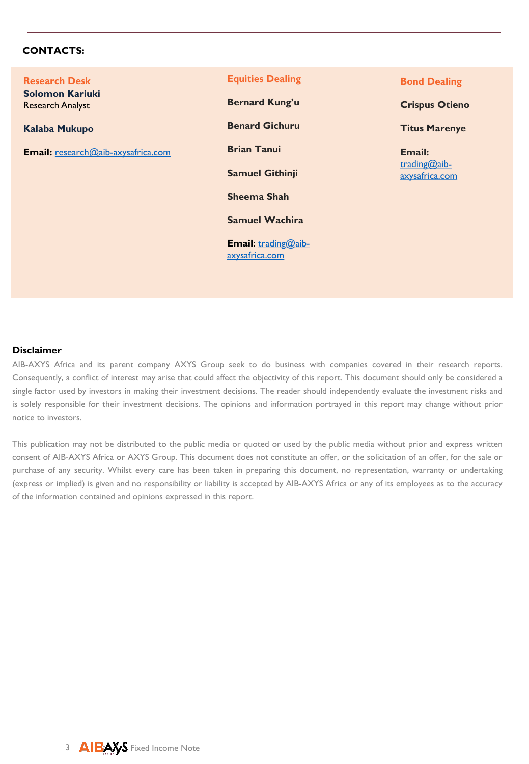## CONTACTS:

**Research Desk**

**Solomon Kariuki**
Research Analyst

**Kalaba Mukupo**

**Email:** research@aib-axysafrica.com

**Equities Dealing**

**Bernard Kung'u**

**Benard Gichuru**

**Brian Tanui**

**Samuel Githinji**

**Sheema Shah**

**Samuel Wachira**

**Email**: trading@aib-axysafrica.com

**Bond Dealing**

**Crispus Otieno**

**Titus Marenye**

**Email:** trading@aib-axysafrica.com

**Disclaimer**

AIB-AXYS Africa and its parent company AXYS Group seek to do business with companies covered in their research reports. Consequently, a conflict of interest may arise that could affect the objectivity of this report. This document should only be considered a single factor used by investors in making their investment decisions. The reader should independently evaluate the investment risks and is solely responsible for their investment decisions. The opinions and information portrayed in this report may change without prior notice to investors.

This publication may not be distributed to the public media or quoted or used by the public media without prior and express written consent of AIB-AXYS Africa or AXYS Group. This document does not constitute an offer, or the solicitation of an offer, for the sale or purchase of any security. Whilst every care has been taken in preparing this document, no representation, warranty or undertaking (express or implied) is given and no responsibility or liability is accepted by AIB-AXYS Africa or any of its employees as to the accuracy of the information contained and opinions expressed in this report.